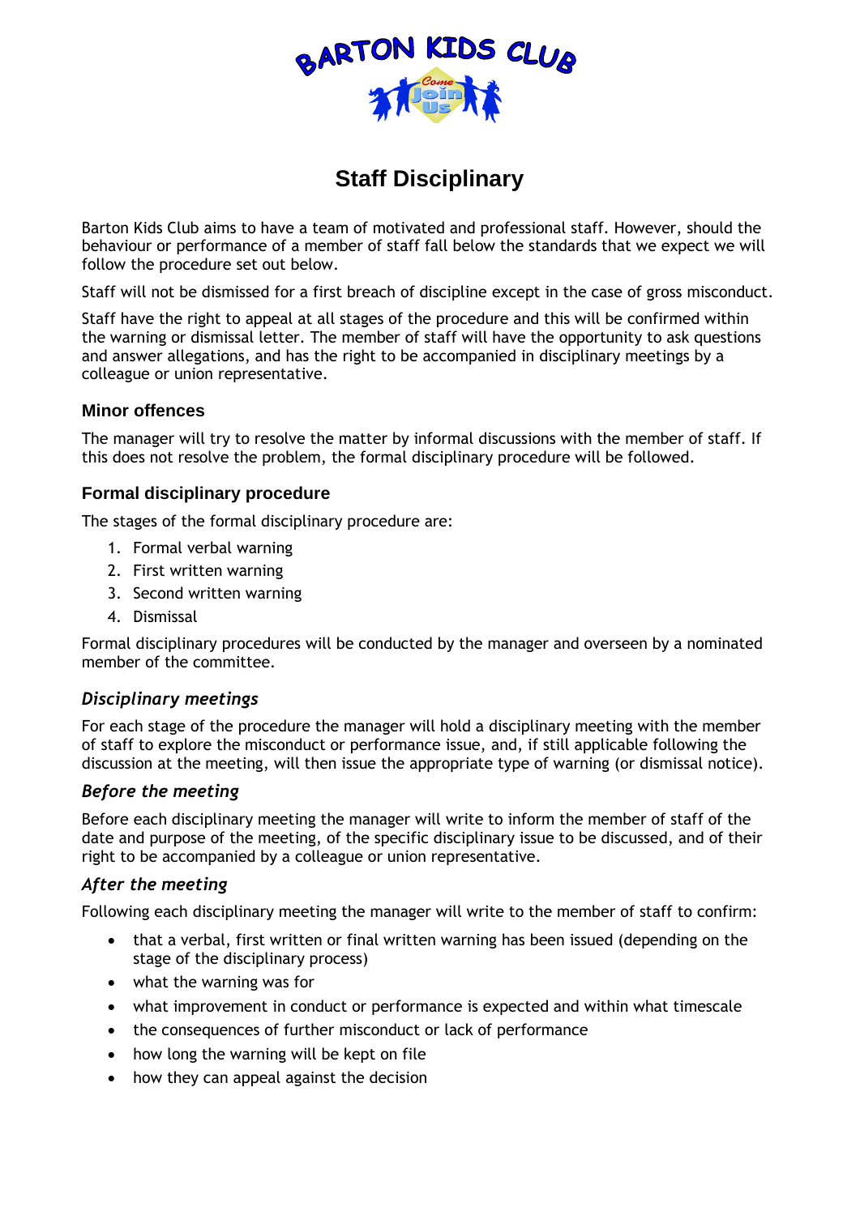# Staff Disciplinary

Barton Kids Club aims to have a team of motivated and professional staff. However, should the behaviour or performance of a member of staff fall below the standards that we expect we will follow the procedure set out below.

Staff will not be dismissed for a first breach of discipline except in the case of gross misconduct.

Staff have the right to appeal at all stages of the procedure and this will be confirmed within the warning or dismissal letter. The member of staff will have the opportunity to ask questions and answer allegations, and has the right to be accompanied in disciplinary meetings by a colleague or union representative.

## Minor offences

The manager will try to resolve the matter by informal discussions with the member of staff. If this does not resolve the problem, the formal disciplinary procedure will be followed.

## Formal disciplinary procedure

The stages of the formal disciplinary procedure are:

1. Formal verbal warning
2. First written warning
3. Second written warning
4. Dismissal

Formal disciplinary procedures will be conducted by the manager and overseen by a nominated member of the committee.

### *Disciplinary meetings*

For each stage of the procedure the manager will hold a disciplinary meeting with the member of staff to explore the misconduct or performance issue, and, if still applicable following the discussion at the meeting, will then issue the appropriate type of warning (or dismissal notice).

### *Before the meeting*

Before each disciplinary meeting the manager will write to inform the member of staff of the date and purpose of the meeting, of the specific disciplinary issue to be discussed, and of their right to be accompanied by a colleague or union representative.

### *After the meeting*

Following each disciplinary meeting the manager will write to the member of staff to confirm:

- that a verbal, first written or final written warning has been issued (depending on the stage of the disciplinary process)
- what the warning was for
- what improvement in conduct or performance is expected and within what timescale
- the consequences of further misconduct or lack of performance
- how long the warning will be kept on file
- how they can appeal against the decision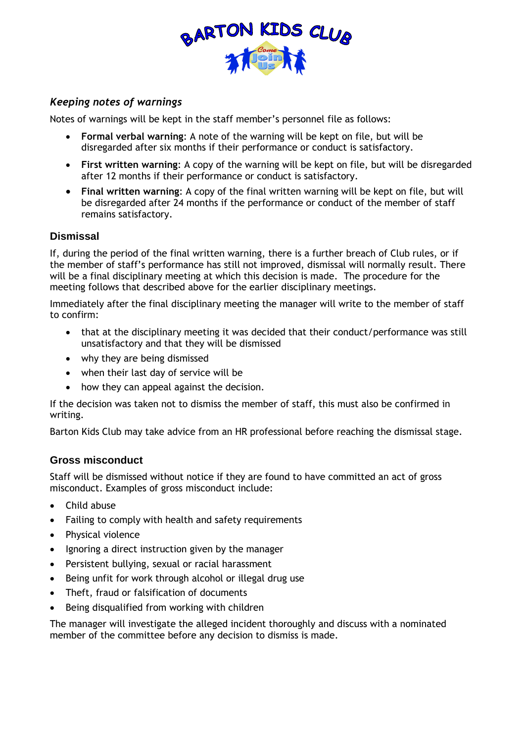### *Keeping notes of warnings*

Notes of warnings will be kept in the staff member's personnel file as follows:

- **Formal verbal warning**: A note of the warning will be kept on file, but will be disregarded after six months if their performance or conduct is satisfactory.
- **First written warning**: A copy of the warning will be kept on file, but will be disregarded after 12 months if their performance or conduct is satisfactory.
- **Final written warning**: A copy of the final written warning will be kept on file, but will be disregarded after 24 months if the performance or conduct of the member of staff remains satisfactory.

## Dismissal

If, during the period of the final written warning, there is a further breach of Club rules, or if the member of staff's performance has still not improved, dismissal will normally result. There will be a final disciplinary meeting at which this decision is made. The procedure for the meeting follows that described above for the earlier disciplinary meetings.

Immediately after the final disciplinary meeting the manager will write to the member of staff to confirm:

- that at the disciplinary meeting it was decided that their conduct/performance was still unsatisfactory and that they will be dismissed
- why they are being dismissed
- when their last day of service will be
- how they can appeal against the decision.

If the decision was taken not to dismiss the member of staff, this must also be confirmed in writing.

Barton Kids Club may take advice from an HR professional before reaching the dismissal stage.

## Gross misconduct

Staff will be dismissed without notice if they are found to have committed an act of gross misconduct. Examples of gross misconduct include:

- Child abuse
- Failing to comply with health and safety requirements
- Physical violence
- Ignoring a direct instruction given by the manager
- Persistent bullying, sexual or racial harassment
- Being unfit for work through alcohol or illegal drug use
- Theft, fraud or falsification of documents
- Being disqualified from working with children

The manager will investigate the alleged incident thoroughly and discuss with a nominated member of the committee before any decision to dismiss is made.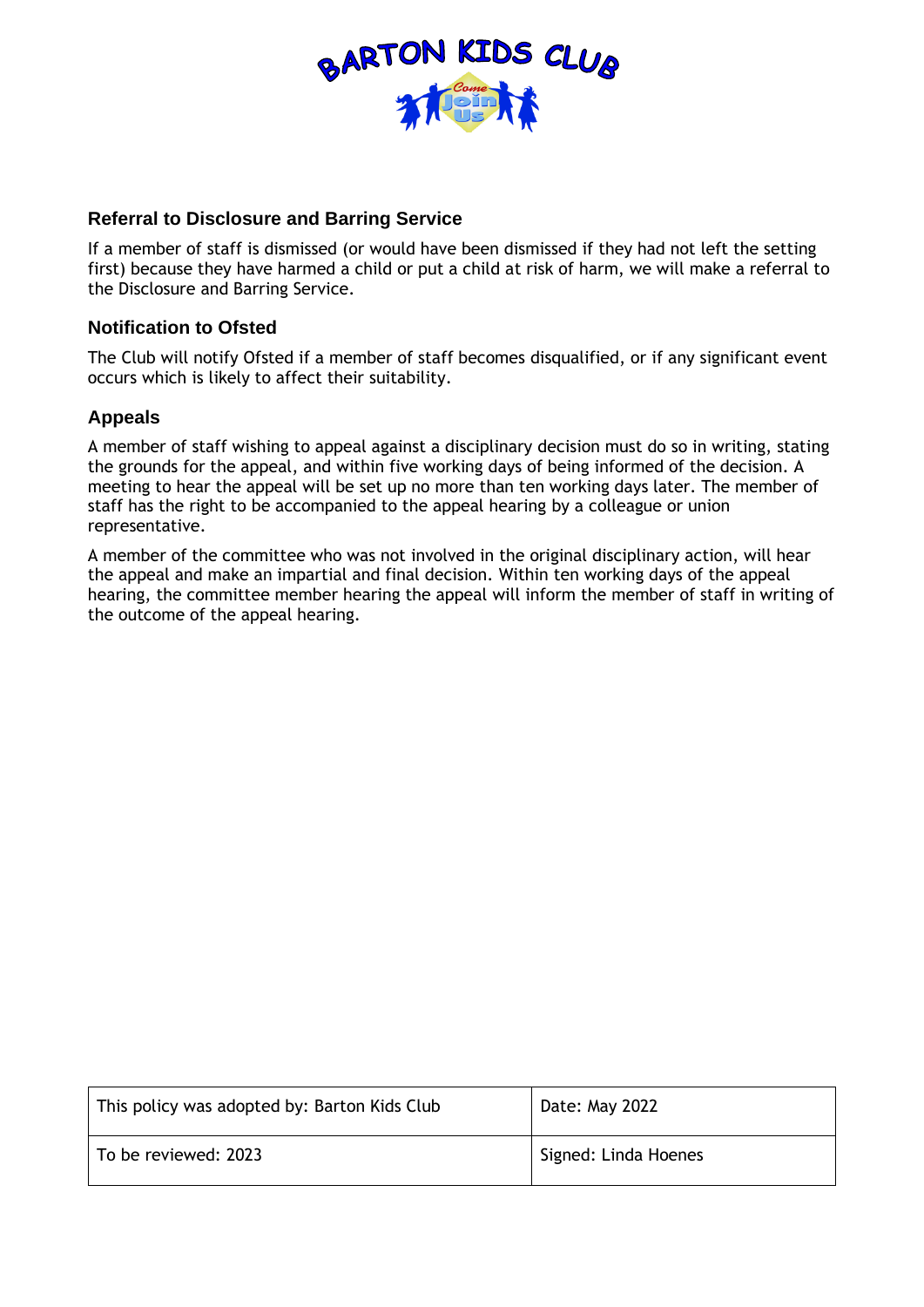## Referral to Disclosure and Barring Service

If a member of staff is dismissed (or would have been dismissed if they had not left the setting first) because they have harmed a child or put a child at risk of harm, we will make a referral to the Disclosure and Barring Service.

## Notification to Ofsted

The Club will notify Ofsted if a member of staff becomes disqualified, or if any significant event occurs which is likely to affect their suitability.

## Appeals

A member of staff wishing to appeal against a disciplinary decision must do so in writing, stating the grounds for the appeal, and within five working days of being informed of the decision. A meeting to hear the appeal will be set up no more than ten working days later. The member of staff has the right to be accompanied to the appeal hearing by a colleague or union representative.

A member of the committee who was not involved in the original disciplinary action, will hear the appeal and make an impartial and final decision. Within ten working days of the appeal hearing, the committee member hearing the appeal will inform the member of staff in writing of the outcome of the appeal hearing.

| | |
|---|---|
| This policy was adopted by: Barton Kids Club | Date: May 2022 |
| To be reviewed: 2023 | Signed: Linda Hoenes |